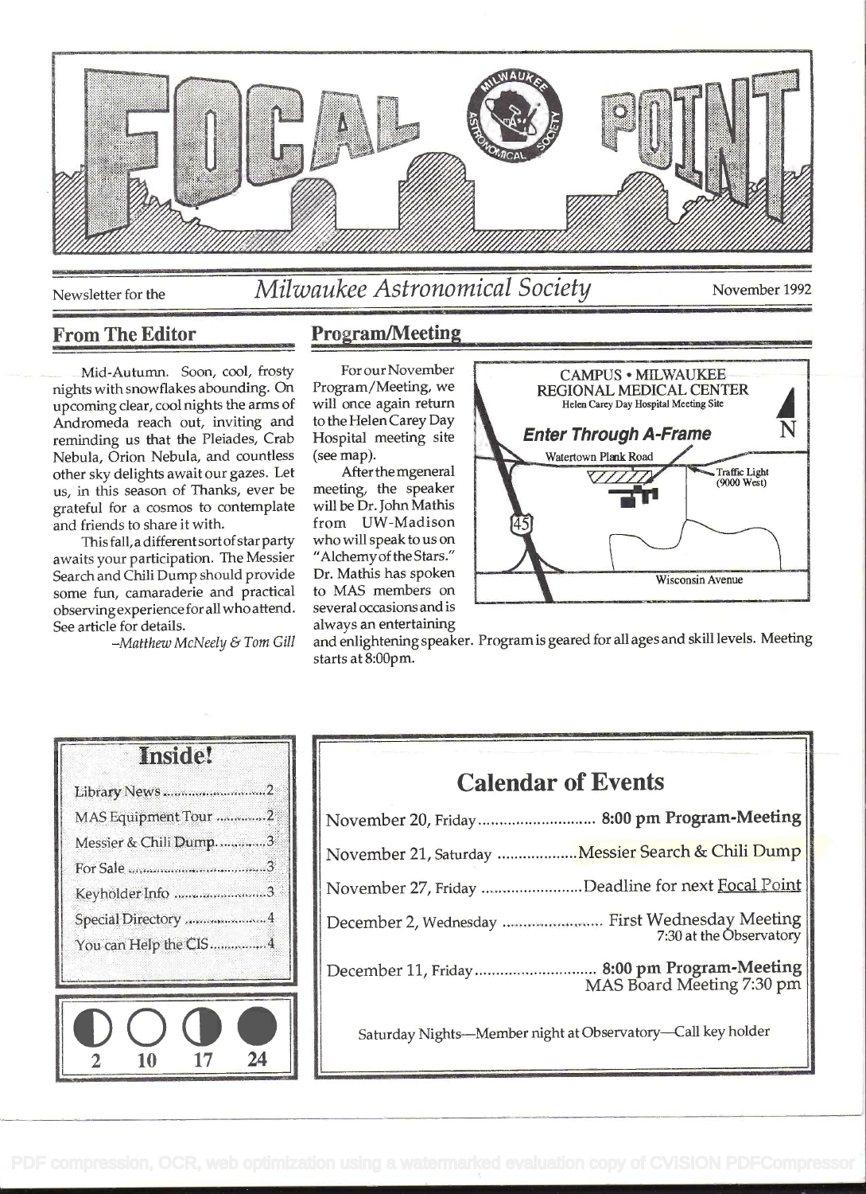# FOCAL POINT

Newsletter for the *Milwaukee Astronomical Society* November 1992

## From The Editor

Mid-Autumn. Soon, cool, frosty nights with snowflakes abounding. On upcoming clear, cool nights the arms of Andromeda reach out, inviting and reminding us that the Pleiades, Crab Nebula, Orion Nebula, and countless other sky delights await our gazes. Let us, in this season of Thanks, ever be grateful for a cosmos to contemplate and friends to share it with.

This fall, a different sort of star party awaits your participation. The Messier Search and Chili Dump should provide some fun, camaraderie and practical observing experience for all who attend. See article for details.

*–Matthew McNeely & Tom Gill*

## Program/Meeting

For our November Program/Meeting, we will once again return to the Helen Carey Day Hospital meeting site (see map).

After the mgeneral meeting, the speaker will be Dr. John Mathis from UW-Madison who will speak to us on "Alchemy of the Stars." Dr. Mathis has spoken to MAS members on several occasions and is always an entertaining and enlightening speaker. Program is geared for all ages and skill levels. Meeting starts at 8:00pm.

CAMPUS • MILWAUKEE REGIONAL MEDICAL CENTER
Helen Carey Day Hospital Meeting Site
*Enter Through A-Frame*
Watertown Plank Road
Traffic Light (9000 West)
45
Wisconsin Avenue
N

## Inside!

- Library News .......... 2
- MAS Equipment Tour .......... 2
- Messier & Chili Dump .......... 3
- For Sale .......... 3
- Keyholder Info .......... 3
- Special Directory .......... 4
- You can Help the CIS .......... 4

2 10 17 24

## Calendar of Events

| | |
|---|---|
| November 20, Friday | **8:00 pm Program-Meeting** |
| November 21, Saturday | Messier Search & Chili Dump |
| November 27, Friday | Deadline for next Focal Point |
| December 2, Wednesday | First Wednesday Meeting 7:30 at the Observatory |
| December 11, Friday | **8:00 pm Program-Meeting** MAS Board Meeting 7:30 pm |

Saturday Nights—Member night at Observatory—Call key holder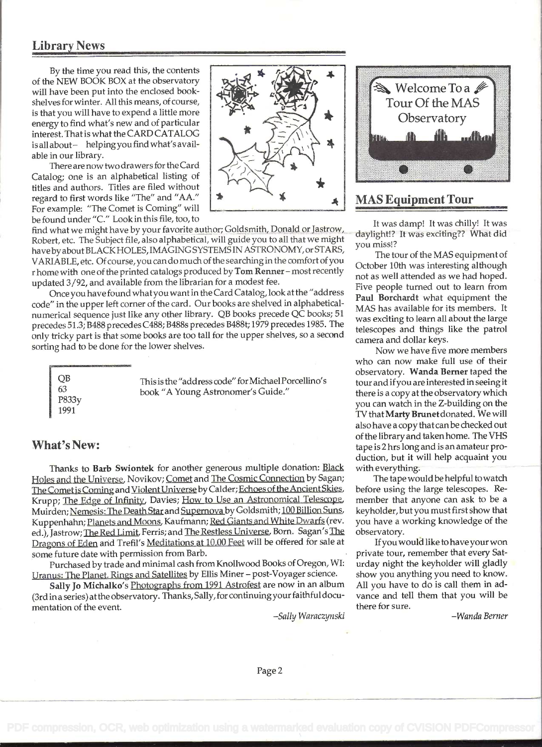## Library News

By the time you read this, the contents of the NEW BOOK BOX at the observatory will have been put into the enclosed bookshelves for winter. All this means, of course, is that you will have to expend a little more energy to find what's new and of particular interest. That is what the CARD CATALOG is all about – helping you find what's available in our library.

There are now two drawers for the Card Catalog; one is an alphabetical listing of titles and authors. Titles are filed without regard to first words like "The" and "AA." For example: "The Comet is Coming" will be found under "C." Look in this file, too, to find what we might have by your favorite author; Goldsmith, Donald or Jastrow, Robert, etc. The Subject file, also alphabetical, will guide you to all that we might have by about BLACK HOLES, IMAGING SYSTEMS IN ASTRONOMY, or STARS, VARIABLE, etc. Of course, you can do much of the searching in the comfort of you r home with one of the printed catalogs produced by **Tom Renner** – most recently updated 3/92, and available from the librarian for a modest fee.

Once you have found what you want in the Card Catalog, look at the "address code" in the upper left corner of the card. Our books are shelved in alphabetical-numerical sequence just like any other library. QB books precede QC books; 51 precedes 51.3; B488 precedes C488; B488s precedes B488t; 1979 precedes 1985. The only tricky part is that some books are too tall for the upper shelves, so a second sorting had to be done for the lower shelves.

QB
63
P833y
1991

This is the "address code" for Michael Porcellino's book "A Young Astronomer's Guide."

## What's New:

Thanks to **Barb Swiontek** for another generous multiple donation: Black Holes and the Universe, Novikov; Comet and The Cosmic Connection by Sagan; The Comet is Coming and Violent Universe by Calder; Echoes of the Ancient Skies, Krupp; The Edge of Infinity, Davies; How to Use an Astronomical Telescope, Muirden; Nemesis: The Death Star and Supernova by Goldsmith; 100 Billion Suns, Kuppenhahn; Planets and Moons, Kaufmann; Red Giants and White Dwarfs (rev. ed.), Jastrow; The Red Limit, Ferris; and The Restless Universe, Born. Sagan's The Dragons of Eden and Trefil's Meditations at 10,00 Feet will be offered for sale at some future date with permission from Barb.

Purchased by trade and minimal cash from Knollwood Books of Oregon, WI: Uranus: The Planet, Rings and Satellites by Ellis Miner – post-Voyager science.

**Sally Jo Michalko**'s Photographs from 1991 Astrofest are now in an album (3rd in a series) at the observatory. Thanks, Sally, for continuing your faithful documentation of the event.

*–Sally Waraczynski*

Welcome To a Tour Of the MAS Observatory

## MAS Equipment Tour

It was damp! It was chilly! It was daylight!? It was exciting?? What did you miss!?

The tour of the MAS equipment of October 10th was interesting although not as well attended as we had hoped. Five people turned out to learn from **Paul Borchardt** what equipment the MAS has available for its members. It was exciting to learn all about the large telescopes and things like the patrol camera and dollar keys.

Now we have five more members who can now make full use of their observatory. **Wanda Berner** taped the tour and if you are interested in seeing it there is a copy at the observatory which you can watch in the Z-building on the TV that **Marty Brunet** donated. We will also have a copy that can be checked out of the library and taken home. The VHS tape is 2 hrs long and is an amateur production, but it will help acquaint you with everything.

The tape would be helpful to watch before using the large telescopes. Remember that anyone can ask to be a keyholder, but you must first show that you have a working knowledge of the observatory.

If you would like to have your won private tour, remember that every Saturday night the keyholder will gladly show you anything you need to know. All you have to do is call them in advance and tell them that you will be there for sure.

*–Wanda Berner*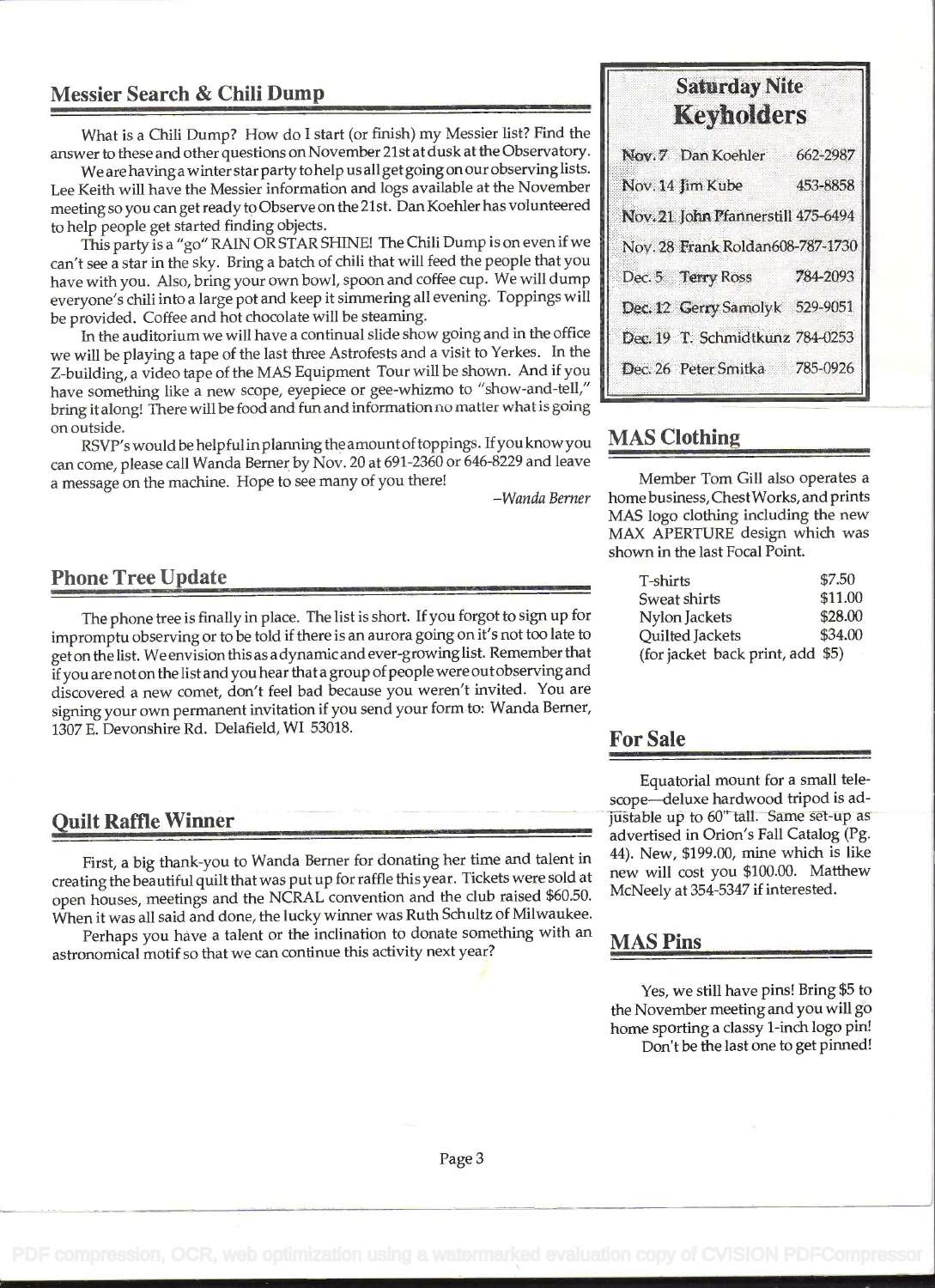## Messier Search & Chili Dump

What is a Chili Dump? How do I start (or finish) my Messier list? Find the answer to these and other questions on November 21st at dusk at the Observatory.

We are having a winter star party to help us all get going on our observing lists. Lee Keith will have the Messier information and logs available at the November meeting so you can get ready to Observe on the 21st. Dan Koehler has volunteered to help people get started finding objects.

This party is a "go" RAIN OR STAR SHINE! The Chili Dump is on even if we can't see a star in the sky. Bring a batch of chili that will feed the people that you have with you. Also, bring your own bowl, spoon and coffee cup. We will dump everyone's chili into a large pot and keep it simmering all evening. Toppings will be provided. Coffee and hot chocolate will be steaming.

In the auditorium we will have a continual slide show going and in the office we will be playing a tape of the last three Astrofests and a visit to Yerkes. In the Z-building, a video tape of the MAS Equipment Tour will be shown. And if you have something like a new scope, eyepiece or gee-whizmo to "show-and-tell," bring it along! There will be food and fun and information no matter what is going on outside.

RSVP's would be helpful in planning the amount of toppings. If you know you can come, please call Wanda Berner by Nov. 20 at 691-2360 or 646-8229 and leave a message on the machine. Hope to see many of you there!

*–Wanda Berner*

## Phone Tree Update

The phone tree is finally in place. The list is short. If you forgot to sign up for impromptu observing or to be told if there is an aurora going on it's not too late to get on the list. We envision this as a dynamic and ever-growing list. Remember that if you are not on the list and you hear that a group of people were out observing and discovered a new comet, don't feel bad because you weren't invited. You are signing your own permanent invitation if you send your form to: Wanda Berner, 1307 E. Devonshire Rd. Delafield, WI 53018.

## Quilt Raffle Winner

First, a big thank-you to Wanda Berner for donating her time and talent in creating the beautiful quilt that was put up for raffle this year. Tickets were sold at open houses, meetings and the NCRAL convention and the club raised $60.50. When it was all said and done, the lucky winner was Ruth Schultz of Milwaukee.

Perhaps you have a talent or the inclination to donate something with an astronomical motif so that we can continue this activity next year?

## Saturday Nite Keyholders

| Date | Name | Phone |
|---|---|---|
| Nov. 7 | Dan Koehler | 662-2987 |
| Nov. 14 | Jim Kube | 453-8858 |
| Nov. 21 | John Pfannerstill | 475-6494 |
| Nov. 28 | Frank Roldan | 608-787-1730 |
| Dec. 5 | Terry Ross | 784-2093 |
| Dec. 12 | Gerry Samolyk | 529-9051 |
| Dec. 19 | T. Schmidtkunz | 784-0253 |
| Dec. 26 | Peter Smitka | 785-0926 |

## MAS Clothing

Member Tom Gill also operates a home business, ChestWorks, and prints MAS logo clothing including the new MAX APERTURE design which was shown in the last Focal Point.

| Item | Price |
|---|---|
| T-shirts | $7.50 |
| Sweat shirts | $11.00 |
| Nylon Jackets | $28.00 |
| Quilted Jackets | $34.00 |

(for jacket back print, add $5)

## For Sale

Equatorial mount for a small telescope—deluxe hardwood tripod is adjustable up to 60" tall. Same set-up as advertised in Orion's Fall Catalog (Pg. 44). New, $199.00, mine which is like new will cost you $100.00. Matthew McNeely at 354-5347 if interested.

## MAS Pins

Yes, we still have pins! Bring $5 to the November meeting and you will go home sporting a classy 1-inch logo pin!

Don't be the last one to get pinned!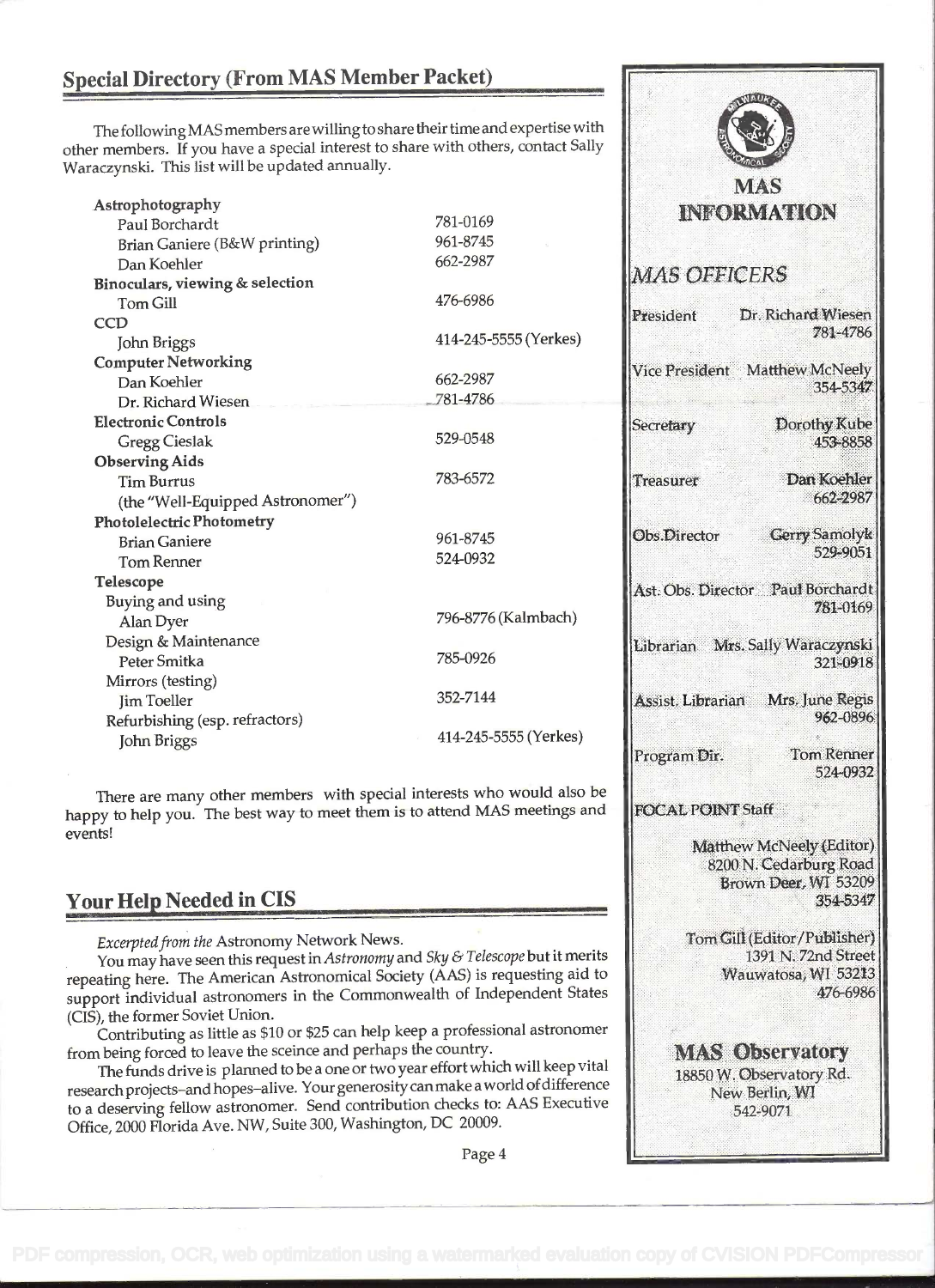## Special Directory (From MAS Member Packet)

The following MAS members are willing to share their time and expertise with other members. If you have a special interest to share with others, contact Sally Waraczynski. This list will be updated annually.

| | |
|---|---|
| **Astrophotography** | |
| Paul Borchardt | 781-0169 |
| Brian Ganiere (B&W printing) | 961-8745 |
| Dan Koehler | 662-2987 |
| **Binoculars, viewing & selection** | |
| Tom Gill | 476-6986 |
| **CCD** | |
| John Briggs | 414-245-5555 (Yerkes) |
| **Computer Networking** | |
| Dan Koehler | 662-2987 |
| Dr. Richard Wiesen | 781-4786 |
| **Electronic Controls** | |
| Gregg Cieslak | 529-0548 |
| **Observing Aids** | |
| Tim Burrus (the "Well-Equipped Astronomer") | 783-6572 |
| **Photolelectric Photometry** | |
| Brian Ganiere | 961-8745 |
| Tom Renner | 524-0932 |
| **Telescope** | |
| Buying and using | |
| Alan Dyer | 796-8776 (Kalmbach) |
| Design & Maintenance | |
| Peter Smitka | 785-0926 |
| Mirrors (testing) | |
| Jim Toeller | 352-7144 |
| Refurbishing (esp. refractors) | |
| John Briggs | 414-245-5555 (Yerkes) |

There are many other members with special interests who would also be happy to help you. The best way to meet them is to attend MAS meetings and events!

## Your Help Needed in CIS

*Excerpted from the* Astronomy Network News.

You may have seen this request in *Astronomy* and *Sky & Telescope* but it merits repeating here. The American Astronomical Society (AAS) is requesting aid to support individual astronomers in the Commonwealth of Independent States (CIS), the former Soviet Union.

Contributing as little as $10 or $25 can help keep a professional astronomer from being forced to leave the sceince and perhaps the country.

The funds drive is planned to be a one or two year effort which will keep vital research projects–and hopes–alive. Your generosity can make a world of difference to a deserving fellow astronomer. Send contribution checks to: AAS Executive Office, 2000 Florida Ave. NW, Suite 300, Washington, DC 20009.

## MAS INFORMATION

### MAS OFFICERS

| | |
|---|---|
| President | Dr. Richard Wiesen 781-4786 |
| Vice President | Matthew McNeely 354-5347 |
| Secretary | Dorothy Kube 453-8858 |
| Treasurer | Dan Koehler 662-2987 |
| Obs.Director | Gerry Samolyk 529-9051 |
| Ast. Obs. Director | Paul Borchardt 781-0169 |
| Librarian | Mrs. Sally Waraczynski 321-0918 |
| Assist. Librarian | Mrs. June Regis 962-0896 |
| Program Dir. | Tom Renner 524-0932 |

**FOCAL POINT Staff**

Matthew McNeely (Editor)
8200 N. Cedarburg Road
Brown Deer, WI 53209
354-5347

Tom Gill (Editor/Publisher)
1391 N. 72nd Street
Wauwatosa, WI 53213
476-6986

### MAS Observatory

18850 W. Observatory Rd.
New Berlin, WI
542-9071